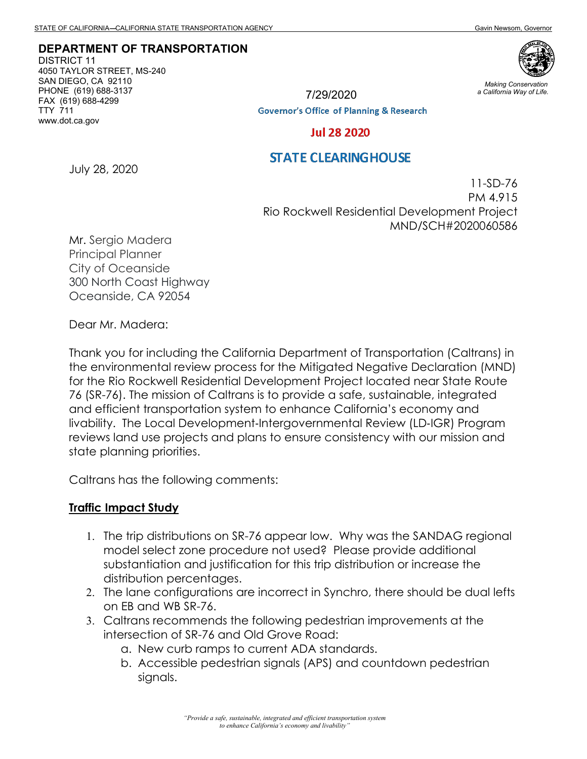STATE OF CALIFORNIA—CALIFORNIA STATE TRANSPORTATION AGENCY Gavin Newsom, Governor

**DEPARTMENT OF TRANSPORTATION**
DISTRICT 11
4050 TAYLOR STREET, MS-240
SAN DIEGO, CA 92110
PHONE (619) 688-3137
FAX (619) 688-4299
TTY 711
www.dot.ca.gov

*Making Conservation a California Way of Life.*

7/29/2020

Governor's Office of Planning & Research

Jul 28 2020

STATE CLEARINGHOUSE

July 28, 2020

11-SD-76
PM 4.915
Rio Rockwell Residential Development Project
MND/SCH#2020060586

Mr. Sergio Madera
Principal Planner
City of Oceanside
300 North Coast Highway
Oceanside, CA 92054

Dear Mr. Madera:

Thank you for including the California Department of Transportation (Caltrans) in the environmental review process for the Mitigated Negative Declaration (MND) for the Rio Rockwell Residential Development Project located near State Route 76 (SR-76). The mission of Caltrans is to provide a safe, sustainable, integrated and efficient transportation system to enhance California's economy and livability. The Local Development-Intergovernmental Review (LD-IGR) Program reviews land use projects and plans to ensure consistency with our mission and state planning priorities.

Caltrans has the following comments:

**Traffic Impact Study**

1. The trip distributions on SR-76 appear low. Why was the SANDAG regional model select zone procedure not used? Please provide additional substantiation and justification for this trip distribution or increase the distribution percentages.
2. The lane configurations are incorrect in Synchro, there should be dual lefts on EB and WB SR-76.
3. Caltrans recommends the following pedestrian improvements at the intersection of SR-76 and Old Grove Road:
   a. New curb ramps to current ADA standards.
   b. Accessible pedestrian signals (APS) and countdown pedestrian signals.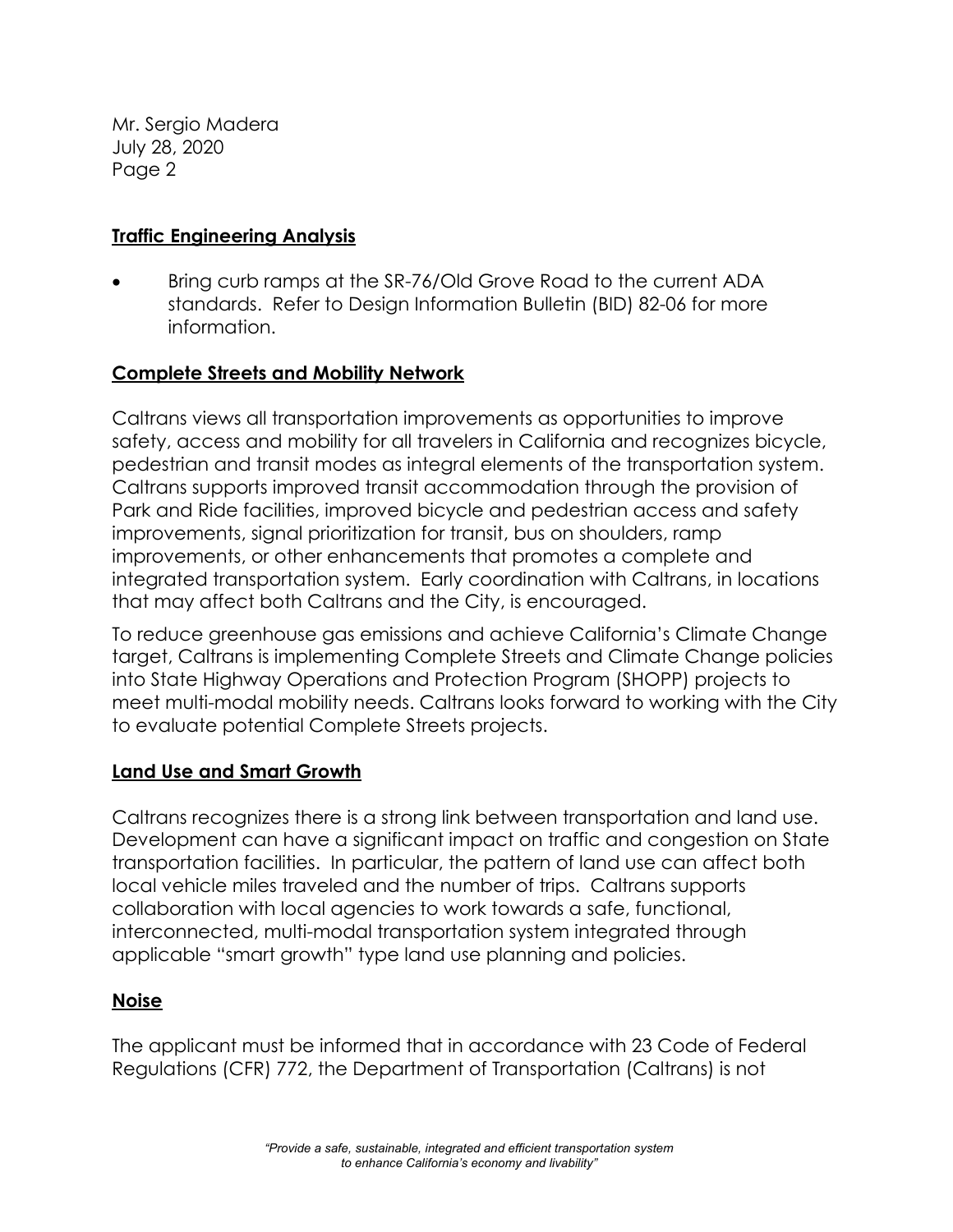Mr. Sergio Madera
July 28, 2020
Page 2

## Traffic Engineering Analysis

- Bring curb ramps at the SR-76/Old Grove Road to the current ADA standards. Refer to Design Information Bulletin (BID) 82-06 for more information.

## Complete Streets and Mobility Network

Caltrans views all transportation improvements as opportunities to improve safety, access and mobility for all travelers in California and recognizes bicycle, pedestrian and transit modes as integral elements of the transportation system. Caltrans supports improved transit accommodation through the provision of Park and Ride facilities, improved bicycle and pedestrian access and safety improvements, signal prioritization for transit, bus on shoulders, ramp improvements, or other enhancements that promotes a complete and integrated transportation system. Early coordination with Caltrans, in locations that may affect both Caltrans and the City, is encouraged.

To reduce greenhouse gas emissions and achieve California's Climate Change target, Caltrans is implementing Complete Streets and Climate Change policies into State Highway Operations and Protection Program (SHOPP) projects to meet multi-modal mobility needs. Caltrans looks forward to working with the City to evaluate potential Complete Streets projects.

## Land Use and Smart Growth

Caltrans recognizes there is a strong link between transportation and land use. Development can have a significant impact on traffic and congestion on State transportation facilities. In particular, the pattern of land use can affect both local vehicle miles traveled and the number of trips. Caltrans supports collaboration with local agencies to work towards a safe, functional, interconnected, multi-modal transportation system integrated through applicable "smart growth" type land use planning and policies.

## Noise

The applicant must be informed that in accordance with 23 Code of Federal Regulations (CFR) 772, the Department of Transportation (Caltrans) is not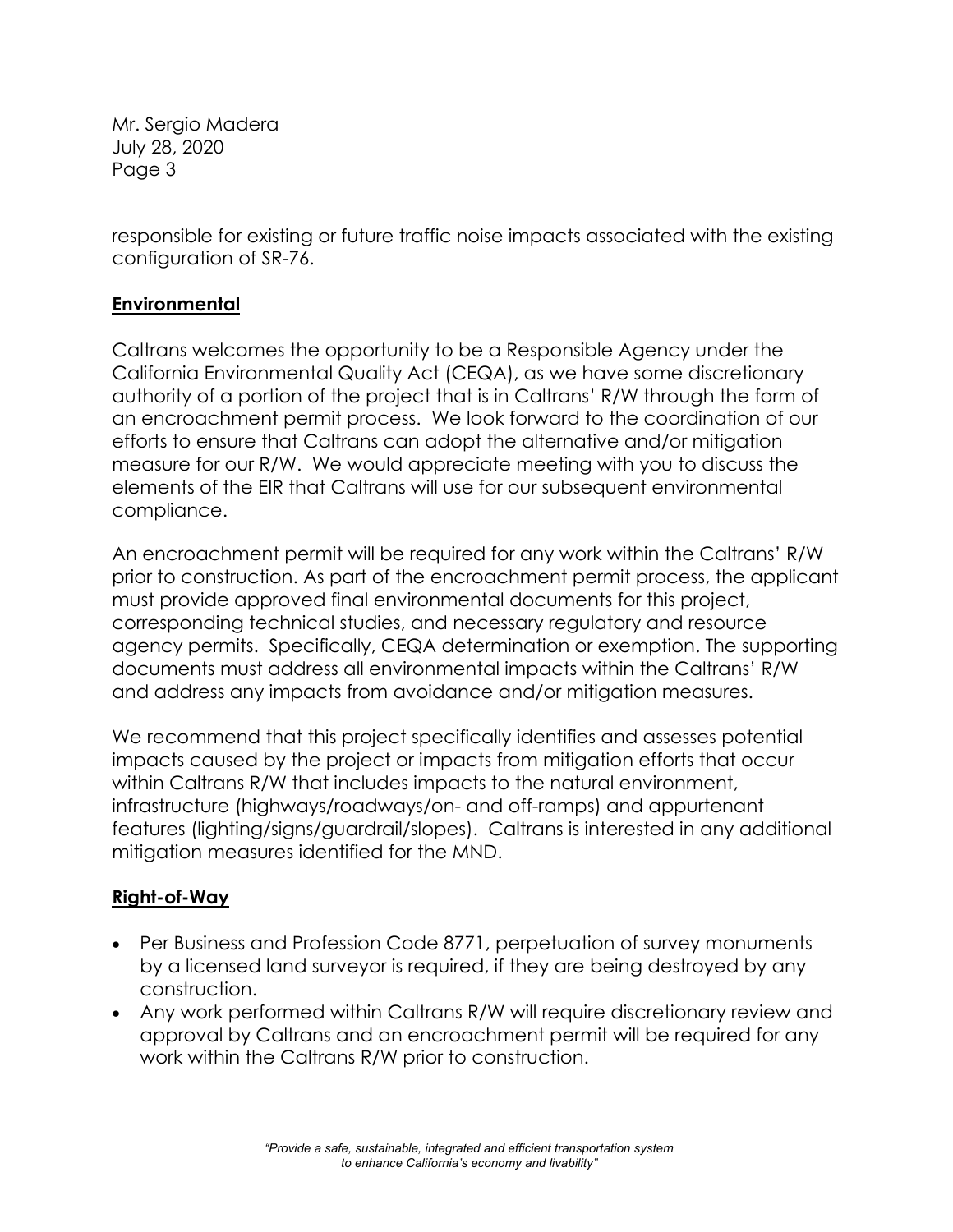responsible for existing or future traffic noise impacts associated with the existing configuration of SR-76.

**Environmental**

Caltrans welcomes the opportunity to be a Responsible Agency under the California Environmental Quality Act (CEQA), as we have some discretionary authority of a portion of the project that is in Caltrans' R/W through the form of an encroachment permit process. We look forward to the coordination of our efforts to ensure that Caltrans can adopt the alternative and/or mitigation measure for our R/W. We would appreciate meeting with you to discuss the elements of the EIR that Caltrans will use for our subsequent environmental compliance.

An encroachment permit will be required for any work within the Caltrans' R/W prior to construction. As part of the encroachment permit process, the applicant must provide approved final environmental documents for this project, corresponding technical studies, and necessary regulatory and resource agency permits. Specifically, CEQA determination or exemption. The supporting documents must address all environmental impacts within the Caltrans' R/W and address any impacts from avoidance and/or mitigation measures.

We recommend that this project specifically identifies and assesses potential impacts caused by the project or impacts from mitigation efforts that occur within Caltrans R/W that includes impacts to the natural environment, infrastructure (highways/roadways/on- and off-ramps) and appurtenant features (lighting/signs/guardrail/slopes). Caltrans is interested in any additional mitigation measures identified for the MND.

**Right-of-Way**

- Per Business and Profession Code 8771, perpetuation of survey monuments by a licensed land surveyor is required, if they are being destroyed by any construction.
- Any work performed within Caltrans R/W will require discretionary review and approval by Caltrans and an encroachment permit will be required for any work within the Caltrans R/W prior to construction.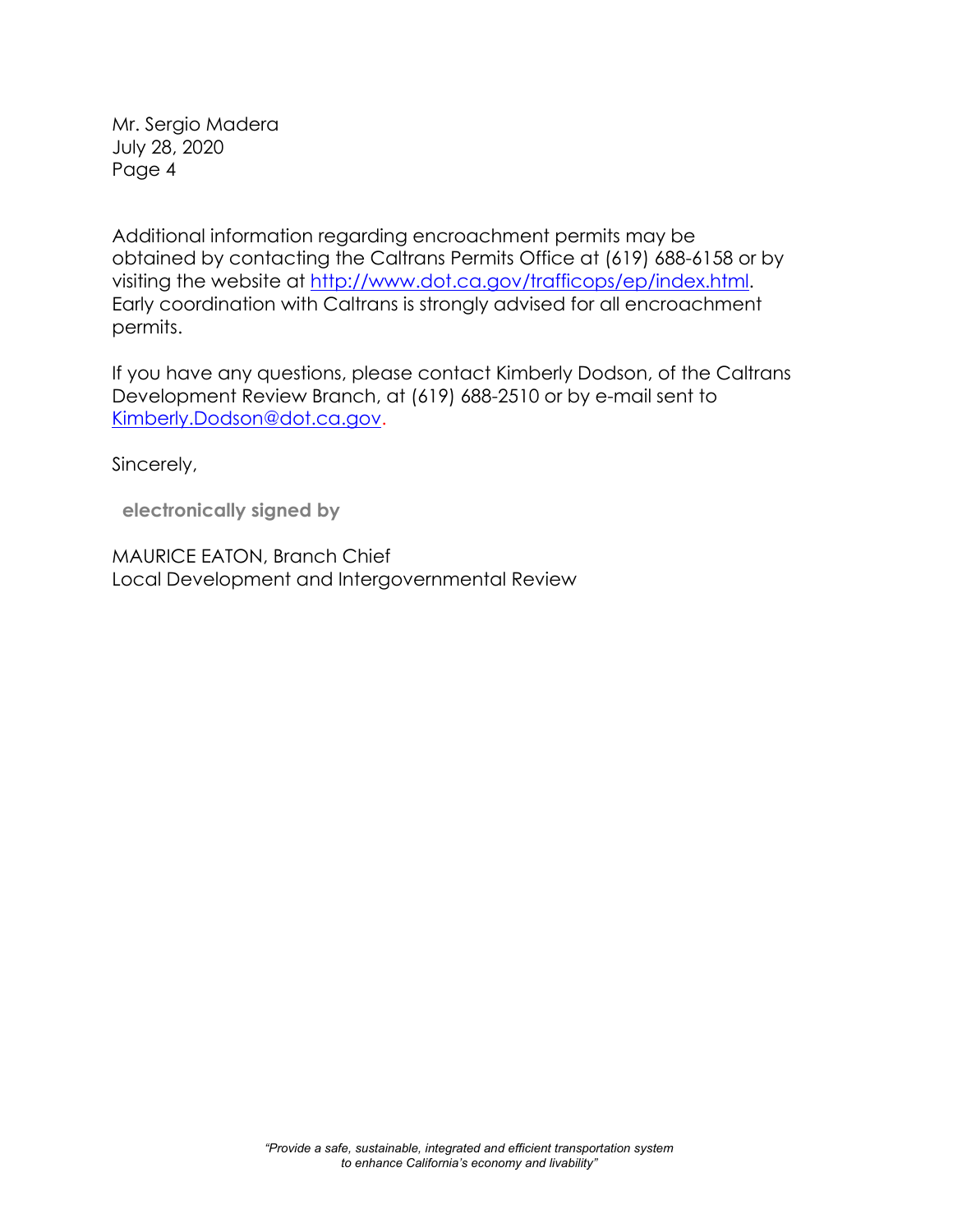Additional information regarding encroachment permits may be obtained by contacting the Caltrans Permits Office at (619) 688-6158 or by visiting the website at http://www.dot.ca.gov/trafficops/ep/index.html. Early coordination with Caltrans is strongly advised for all encroachment permits.

If you have any questions, please contact Kimberly Dodson, of the Caltrans Development Review Branch, at (619) 688-2510 or by e-mail sent to Kimberly.Dodson@dot.ca.gov.

Sincerely,

**electronically signed by**

MAURICE EATON, Branch Chief
Local Development and Intergovernmental Review

*"Provide a safe, sustainable, integrated and efficient transportation system to enhance California's economy and livability"*